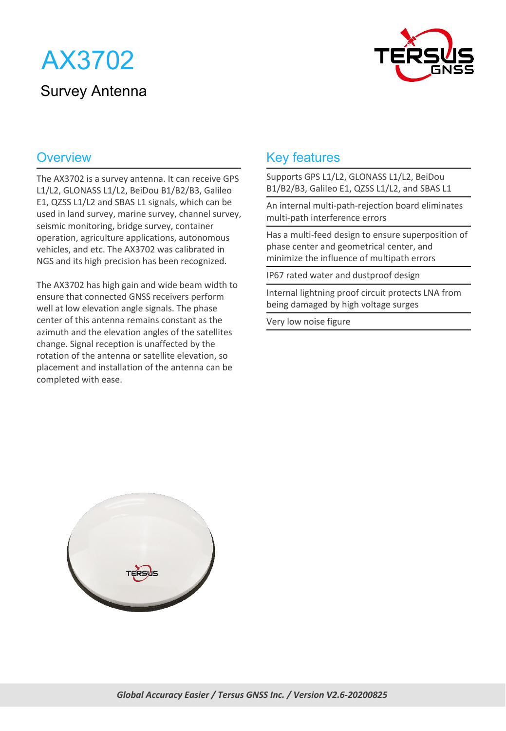# AX3702

## Survey Antenna

## Overview

The AX3702 is a survey antenna. It can receive GPS L1/L2, GLONASS L1/L2, BeiDou B1/B2/B3, Galileo E1, QZSS L1/L2 and SBAS L1 signals, which can be used in land survey, marine survey, channel survey, seismic monitoring, bridge survey, container operation, agriculture applications, autonomous vehicles, and etc. The AX3702 was calibrated in NGS and its high precision has been recognized.

The AX3702 has high gain and wide beam width to ensure that connected GNSS receivers perform well at low elevation angle signals. The phase center of this antenna remains constant as the azimuth and the elevation angles of the satellites change. Signal reception is unaffected by the rotation of the antenna or satellite elevation, so placement and installation of the antenna can be completed with ease.

## Key features

- Supports GPS L1/L2, GLONASS L1/L2, BeiDou B1/B2/B3, Galileo E1, QZSS L1/L2, and SBAS L1
- An internal multi-path-rejection board eliminates multi-path interference errors
- Has a multi-feed design to ensure superposition of phase center and geometrical center, and minimize the influence of multipath errors
- IP67 rated water and dustproof design
- Internal lightning proof circuit protects LNA from being damaged by high voltage surges
- Very low noise figure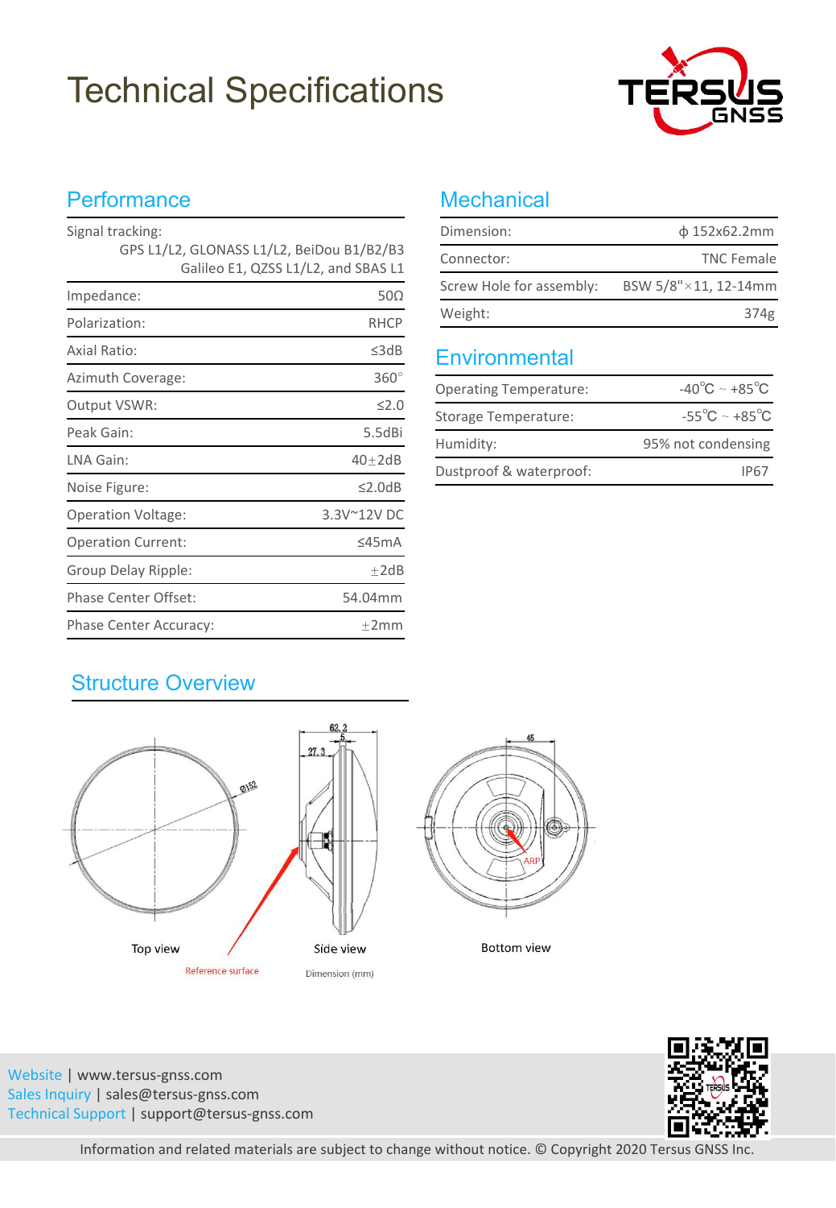# Technical Specifications

## Performance

| | |
|---|---|
| Signal tracking: GPS L1/L2, GLONASS L1/L2, BeiDou B1/B2/B3 Galileo E1, QZSS L1/L2, and SBAS L1 | |
| Impedance: | 50Ω |
| Polarization: | RHCP |
| Axial Ratio: | ≤3dB |
| Azimuth Coverage: | 360° |
| Output VSWR: | ≤2.0 |
| Peak Gain: | 5.5dBi |
| LNA Gain: | 40±2dB |
| Noise Figure: | ≤2.0dB |
| Operation Voltage: | 3.3V~12V DC |
| Operation Current: | ≤45mA |
| Group Delay Ripple: | ±2dB |
| Phase Center Offset: | 54.04mm |
| Phase Center Accuracy: | ±2mm |

## Mechanical

| | |
|---|---|
| Dimension: | ϕ 152x62.2mm |
| Connector: | TNC Female |
| Screw Hole for assembly: | BSW 5/8"×11, 12-14mm |
| Weight: | 374g |

## Environmental

| | |
|---|---|
| Operating Temperature: | -40℃ ~ +85℃ |
| Storage Temperature: | -55℃ ~ +85℃ |
| Humidity: | 95% not condensing |
| Dustproof & waterproof: | IP67 |

## Structure Overview

Ø152

62.2

5

27.3

45

ARP

Top view

Side view

Bottom view

Reference surface

Dimension (mm)

Website | www.tersus-gnss.com
Sales Inquiry | sales@tersus-gnss.com
Technical Support | support@tersus-gnss.com

Information and related materials are subject to change without notice. © Copyright 2020 Tersus GNSS Inc.